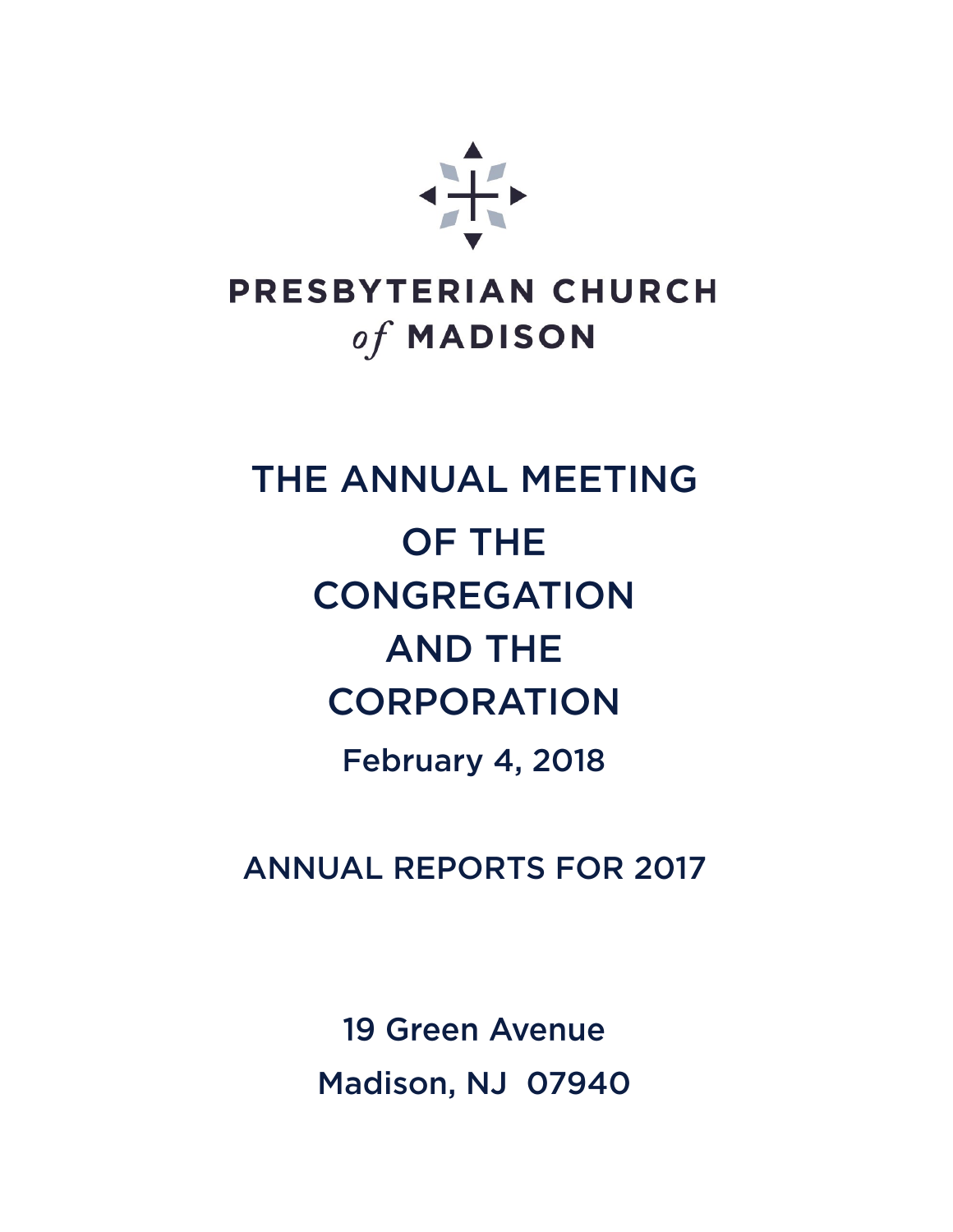# PRESBYTERIAN CHURCH *of* MADISON

## THE ANNUAL MEETING OF THE CONGREGATION AND THE CORPORATION

February 4, 2018

## ANNUAL REPORTS FOR 2017

19 Green Avenue

Madison, NJ  07940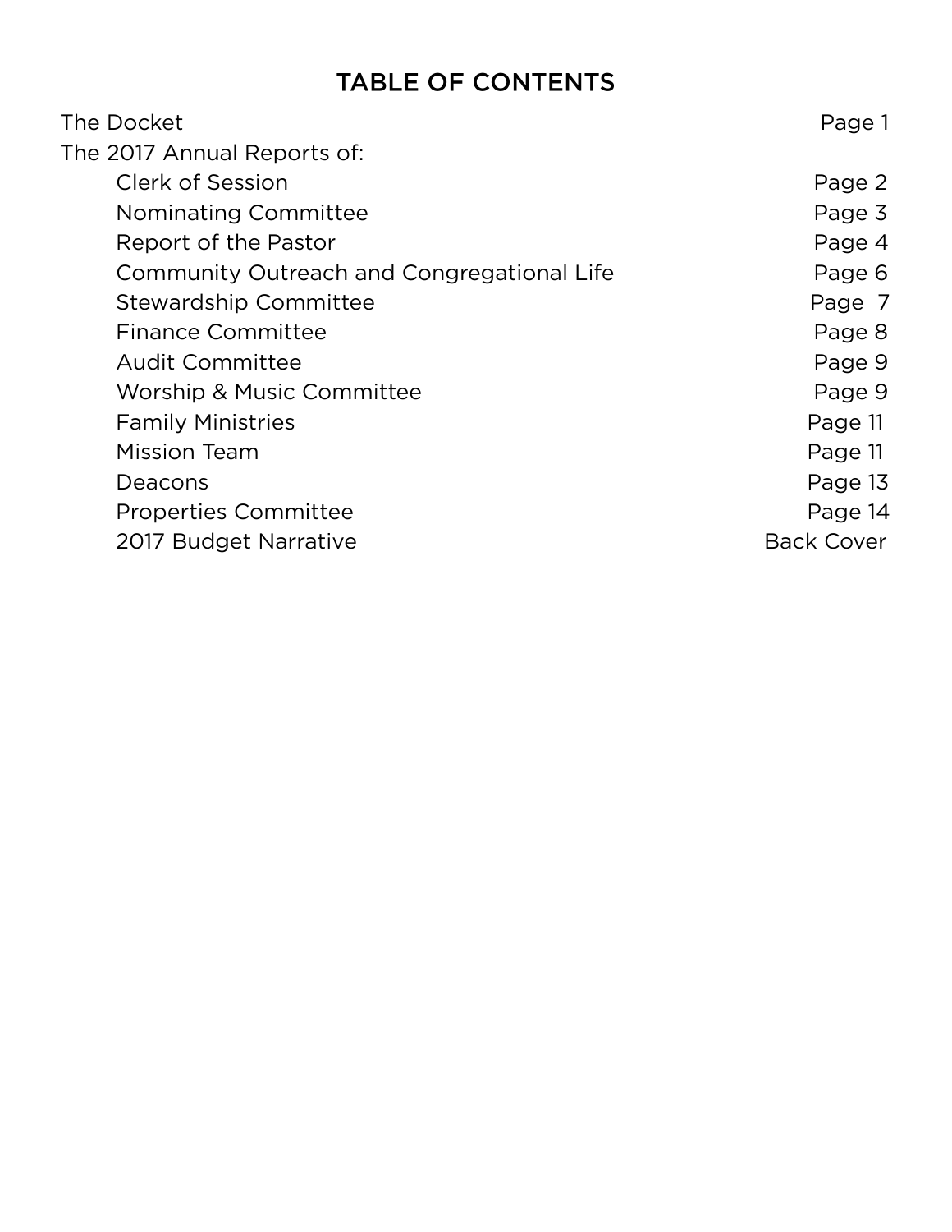# TABLE OF CONTENTS

| | |
|---|---|
| The Docket | Page 1 |
| The 2017 Annual Reports of: | |
| Clerk of Session | Page 2 |
| Nominating Committee | Page 3 |
| Report of the Pastor | Page 4 |
| Community Outreach and Congregational Life | Page 6 |
| Stewardship Committee | Page 7 |
| Finance Committee | Page 8 |
| Audit Committee | Page 9 |
| Worship & Music Committee | Page 9 |
| Family Ministries | Page 11 |
| Mission Team | Page 11 |
| Deacons | Page 13 |
| Properties Committee | Page 14 |
| 2017 Budget Narrative | Back Cover |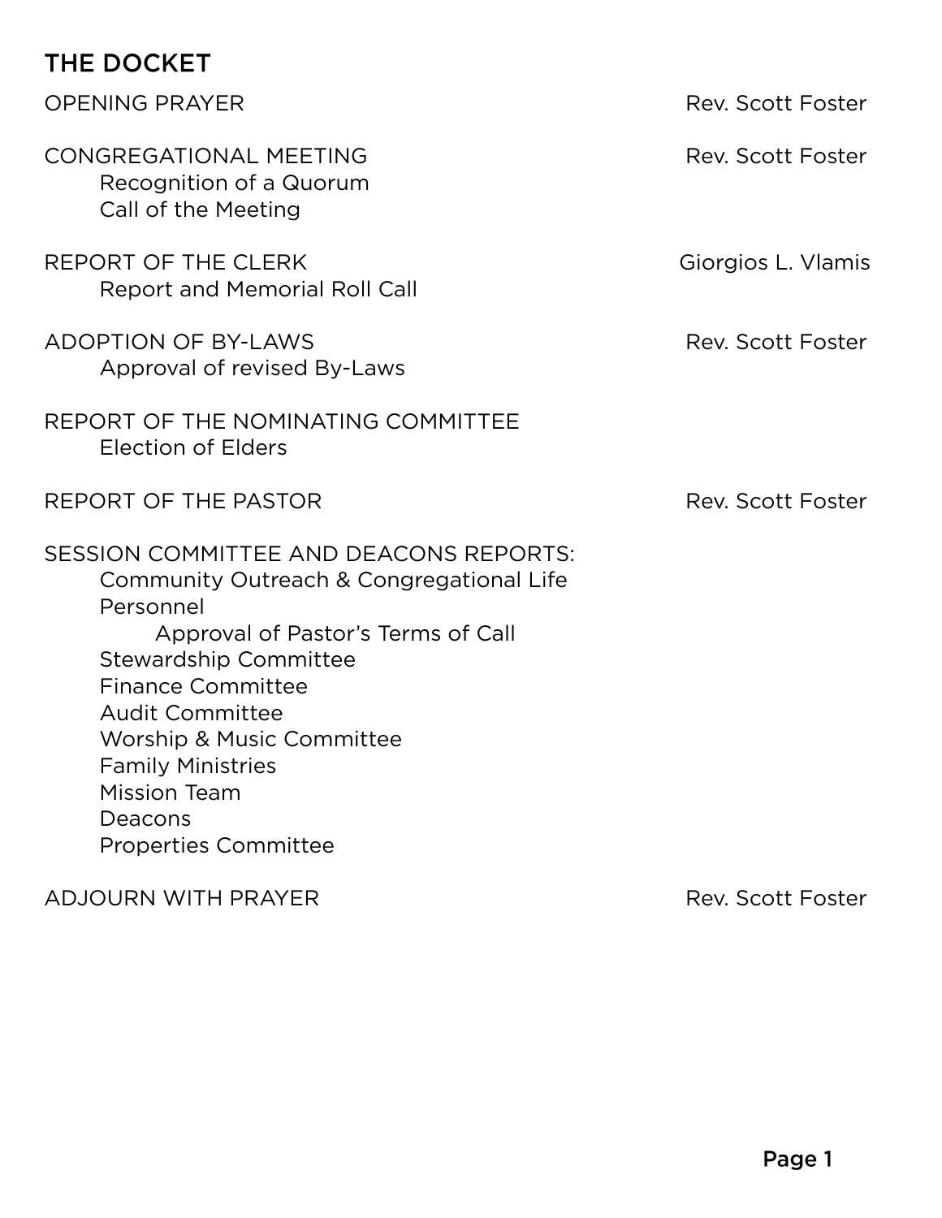## THE DOCKET

OPENING PRAYER — Rev. Scott Foster

CONGREGATIONAL MEETING — Rev. Scott Foster
- Recognition of a Quorum
- Call of the Meeting

REPORT OF THE CLERK — Giorgios L. Vlamis
- Report and Memorial Roll Call

ADOPTION OF BY-LAWS — Rev. Scott Foster
- Approval of revised By-Laws

REPORT OF THE NOMINATING COMMITTEE
- Election of Elders

REPORT OF THE PASTOR — Rev. Scott Foster

SESSION COMMITTEE AND DEACONS REPORTS:
- Community Outreach & Congregational Life
- Personnel
  - Approval of Pastor's Terms of Call
- Stewardship Committee
- Finance Committee
- Audit Committee
- Worship & Music Committee
- Family Ministries
- Mission Team
- Deacons
- Properties Committee

ADJOURN WITH PRAYER — Rev. Scott Foster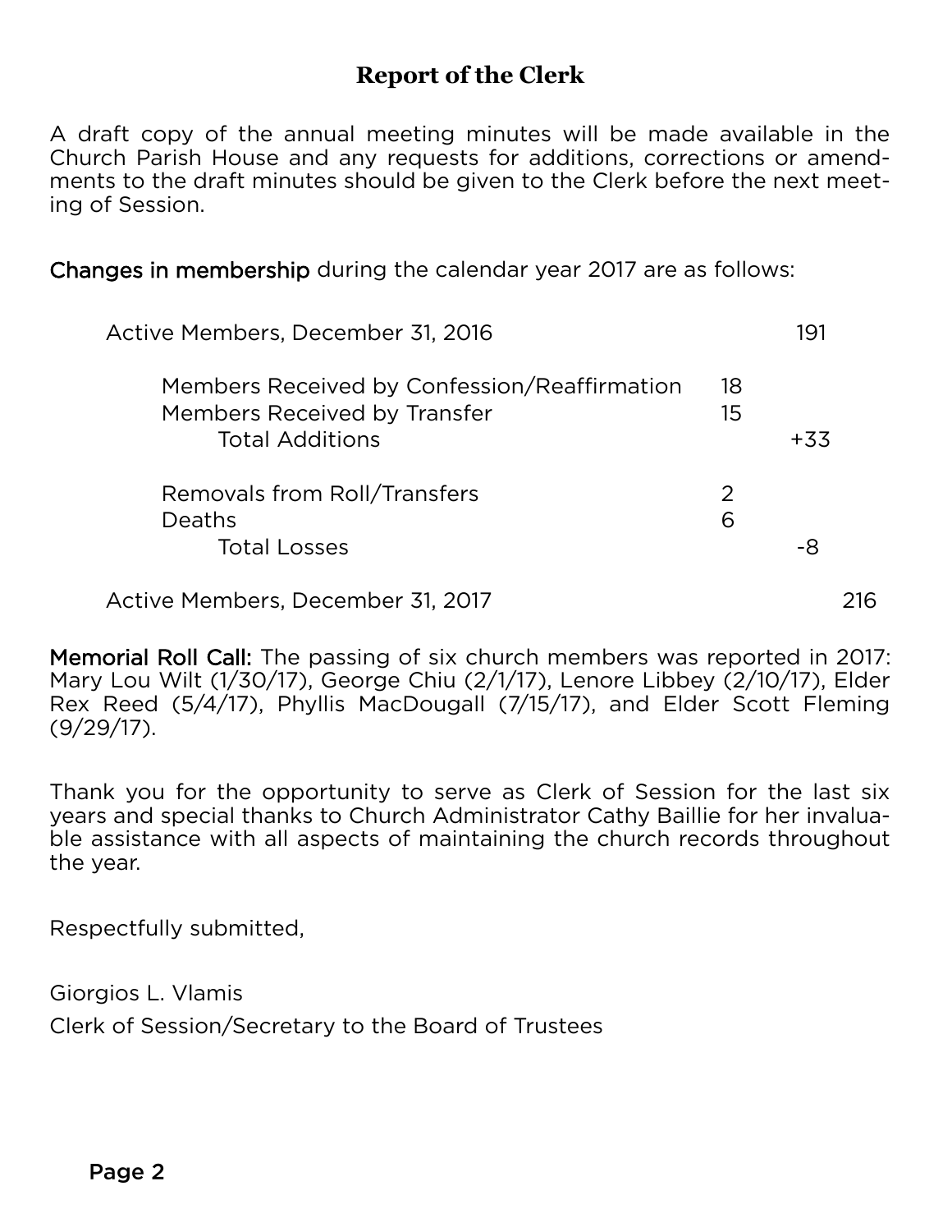## Report of the Clerk

A draft copy of the annual meeting minutes will be made available in the Church Parish House and any requests for additions, corrections or amendments to the draft minutes should be given to the Clerk before the next meeting of Session.

**Changes in membership** during the calendar year 2017 are as follows:

| | | | |
|---|---|---|---|
| Active Members, December 31, 2016 | | 191 | |
| Members Received by Confession/Reaffirmation | 18 | | |
| Members Received by Transfer | 15 | | |
| Total Additions | | +33 | |
| Removals from Roll/Transfers | 2 | | |
| Deaths | 6 | | |
| Total Losses | | -8 | |
| Active Members, December 31, 2017 | | | 216 |

**Memorial Roll Call:** The passing of six church members was reported in 2017: Mary Lou Wilt (1/30/17), George Chiu (2/1/17), Lenore Libbey (2/10/17), Elder Rex Reed (5/4/17), Phyllis MacDougall (7/15/17), and Elder Scott Fleming (9/29/17).

Thank you for the opportunity to serve as Clerk of Session for the last six years and special thanks to Church Administrator Cathy Baillie for her invaluable assistance with all aspects of maintaining the church records throughout the year.

Respectfully submitted,

Giorgios L. Vlamis

Clerk of Session/Secretary to the Board of Trustees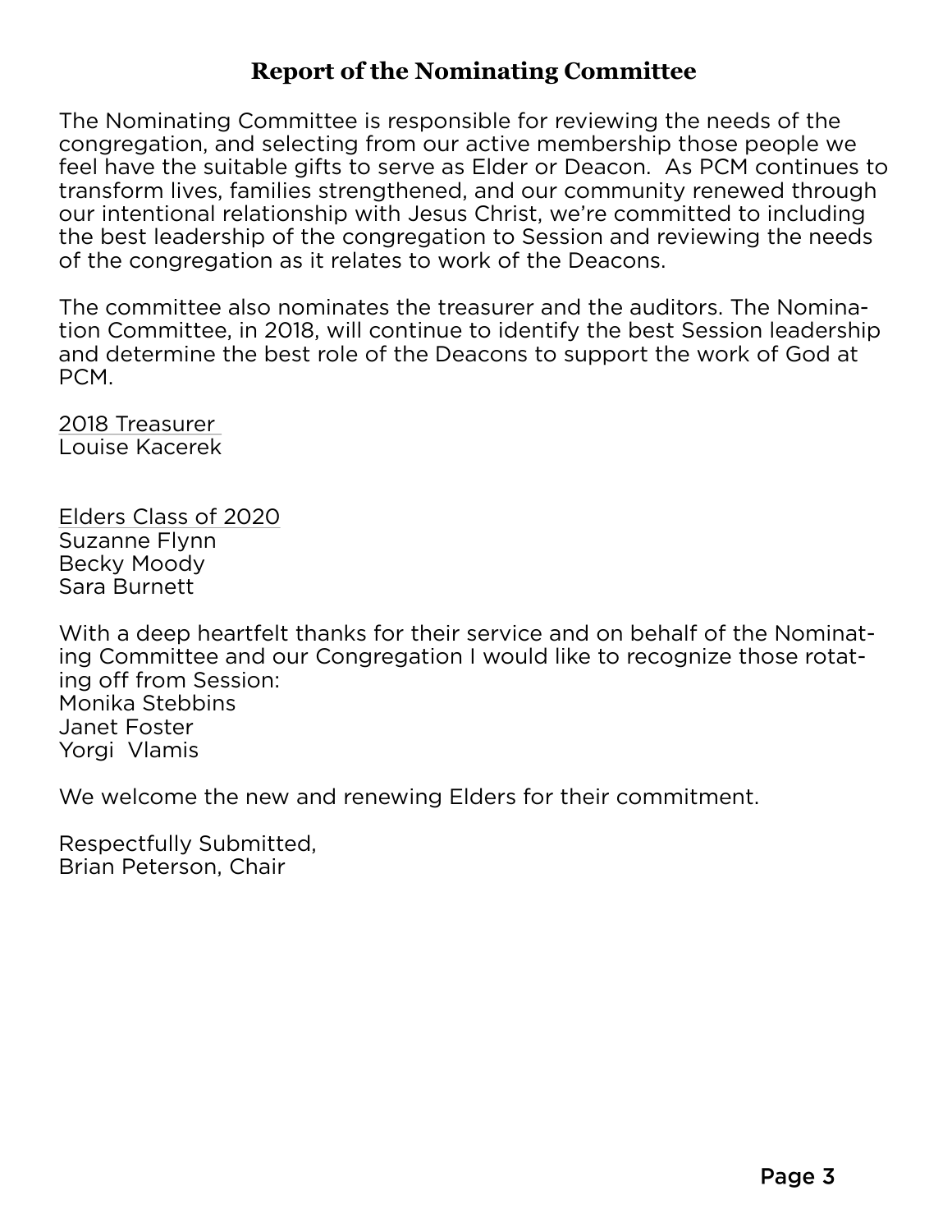## Report of the Nominating Committee

The Nominating Committee is responsible for reviewing the needs of the congregation, and selecting from our active membership those people we feel have the suitable gifts to serve as Elder or Deacon.  As PCM continues to transform lives, families strengthened, and our community renewed through our intentional relationship with Jesus Christ, we're committed to including the best leadership of the congregation to Session and reviewing the needs of the congregation as it relates to work of the Deacons.

The committee also nominates the treasurer and the auditors. The Nomination Committee, in 2018, will continue to identify the best Session leadership and determine the best role of the Deacons to support the work of God at PCM.

<u>2018 Treasurer</u>
Louise Kacerek

<u>Elders Class of 2020</u>
Suzanne Flynn
Becky Moody
Sara Burnett

With a deep heartfelt thanks for their service and on behalf of the Nominating Committee and our Congregation I would like to recognize those rotating off from Session:
Monika Stebbins
Janet Foster
Yorgi  Vlamis

We welcome the new and renewing Elders for their commitment.

Respectfully Submitted,
Brian Peterson, Chair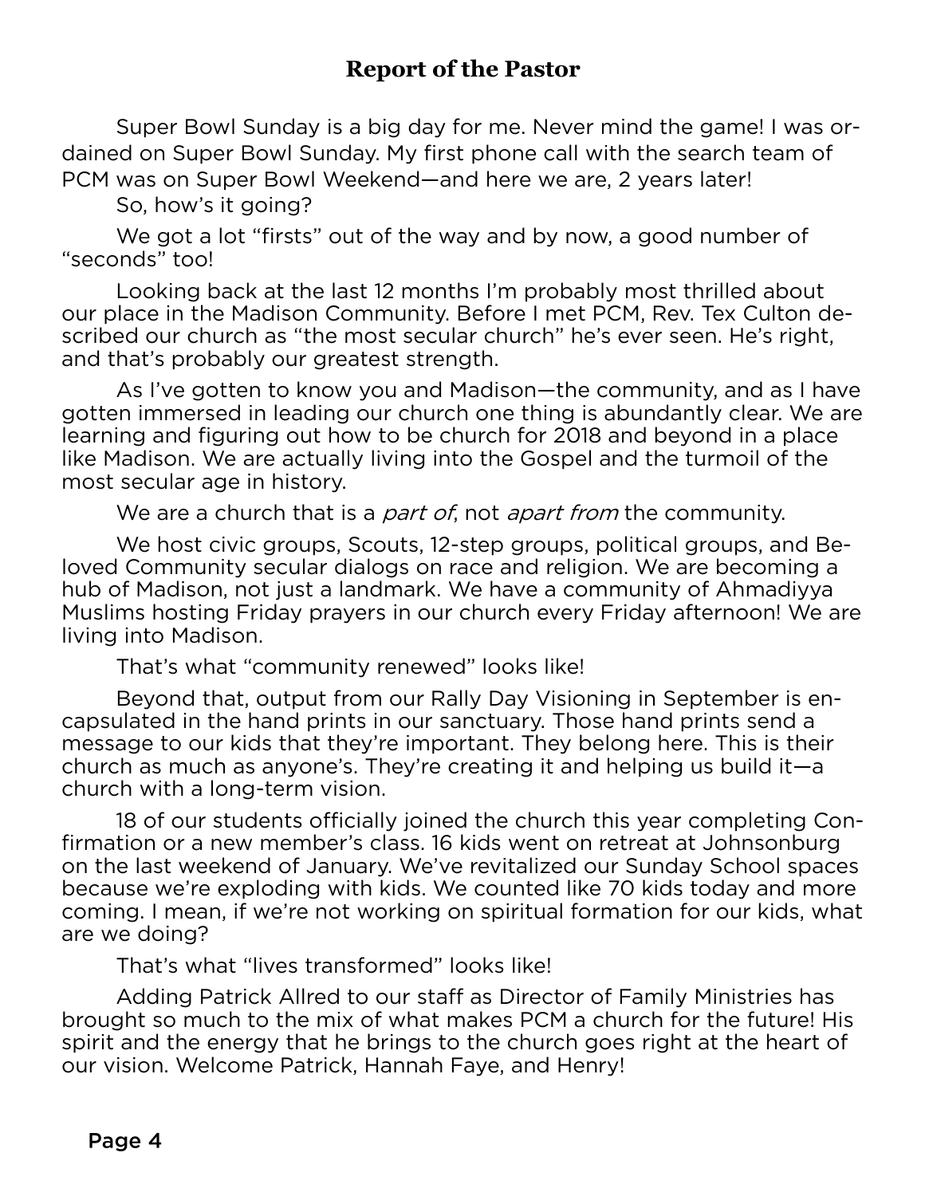## Report of the Pastor

Super Bowl Sunday is a big day for me. Never mind the game! I was ordained on Super Bowl Sunday. My first phone call with the search team of PCM was on Super Bowl Weekend—and here we are, 2 years later!

So, how's it going?

We got a lot "firsts" out of the way and by now, a good number of "seconds" too!

Looking back at the last 12 months I'm probably most thrilled about our place in the Madison Community. Before I met PCM, Rev. Tex Culton described our church as "the most secular church" he's ever seen. He's right, and that's probably our greatest strength.

As I've gotten to know you and Madison—the community, and as I have gotten immersed in leading our church one thing is abundantly clear. We are learning and figuring out how to be church for 2018 and beyond in a place like Madison. We are actually living into the Gospel and the turmoil of the most secular age in history.

We are a church that is a *part of*, not *apart from* the community.

We host civic groups, Scouts, 12-step groups, political groups, and Beloved Community secular dialogs on race and religion. We are becoming a hub of Madison, not just a landmark. We have a community of Ahmadiyya Muslims hosting Friday prayers in our church every Friday afternoon! We are living into Madison.

That's what "community renewed" looks like!

Beyond that, output from our Rally Day Visioning in September is encapsulated in the hand prints in our sanctuary. Those hand prints send a message to our kids that they're important. They belong here. This is their church as much as anyone's. They're creating it and helping us build it—a church with a long-term vision.

18 of our students officially joined the church this year completing Confirmation or a new member's class. 16 kids went on retreat at Johnsonburg on the last weekend of January. We've revitalized our Sunday School spaces because we're exploding with kids. We counted like 70 kids today and more coming. I mean, if we're not working on spiritual formation for our kids, what are we doing?

That's what "lives transformed" looks like!

Adding Patrick Allred to our staff as Director of Family Ministries has brought so much to the mix of what makes PCM a church for the future! His spirit and the energy that he brings to the church goes right at the heart of our vision. Welcome Patrick, Hannah Faye, and Henry!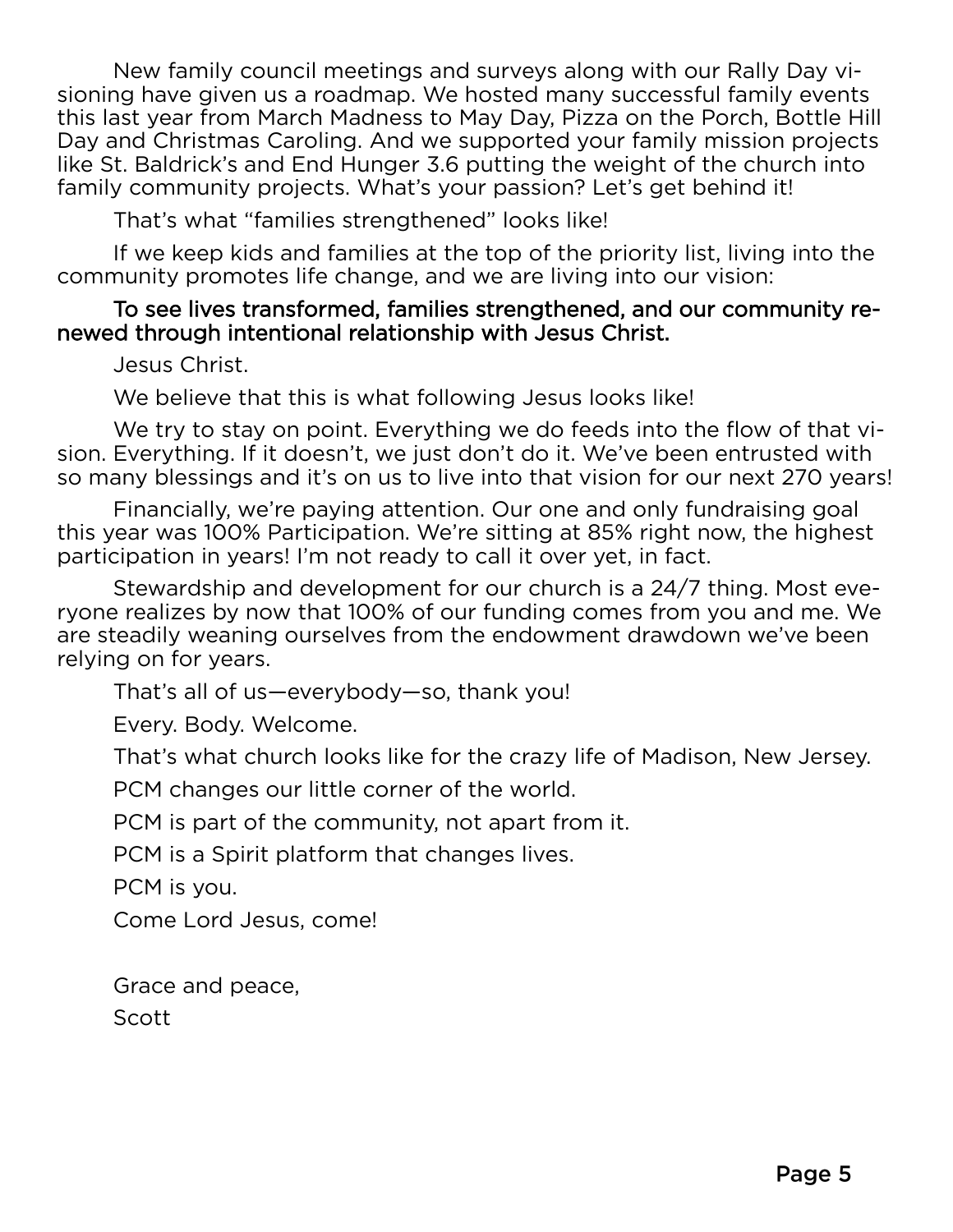New family council meetings and surveys along with our Rally Day visioning have given us a roadmap. We hosted many successful family events this last year from March Madness to May Day, Pizza on the Porch, Bottle Hill Day and Christmas Caroling. And we supported your family mission projects like St. Baldrick's and End Hunger 3.6 putting the weight of the church into family community projects. What's your passion? Let's get behind it!

That's what "families strengthened" looks like!

If we keep kids and families at the top of the priority list, living into the community promotes life change, and we are living into our vision:

**To see lives transformed, families strengthened, and our community renewed through intentional relationship with Jesus Christ.**

Jesus Christ.

We believe that this is what following Jesus looks like!

We try to stay on point. Everything we do feeds into the flow of that vision. Everything. If it doesn't, we just don't do it. We've been entrusted with so many blessings and it's on us to live into that vision for our next 270 years!

Financially, we're paying attention. Our one and only fundraising goal this year was 100% Participation. We're sitting at 85% right now, the highest participation in years! I'm not ready to call it over yet, in fact.

Stewardship and development for our church is a 24/7 thing. Most everyone realizes by now that 100% of our funding comes from you and me. We are steadily weaning ourselves from the endowment drawdown we've been relying on for years.

That's all of us—everybody—so, thank you!

Every. Body. Welcome.

That's what church looks like for the crazy life of Madison, New Jersey.

PCM changes our little corner of the world.

PCM is part of the community, not apart from it.

PCM is a Spirit platform that changes lives.

PCM is you.

Come Lord Jesus, come!

Grace and peace,
Scott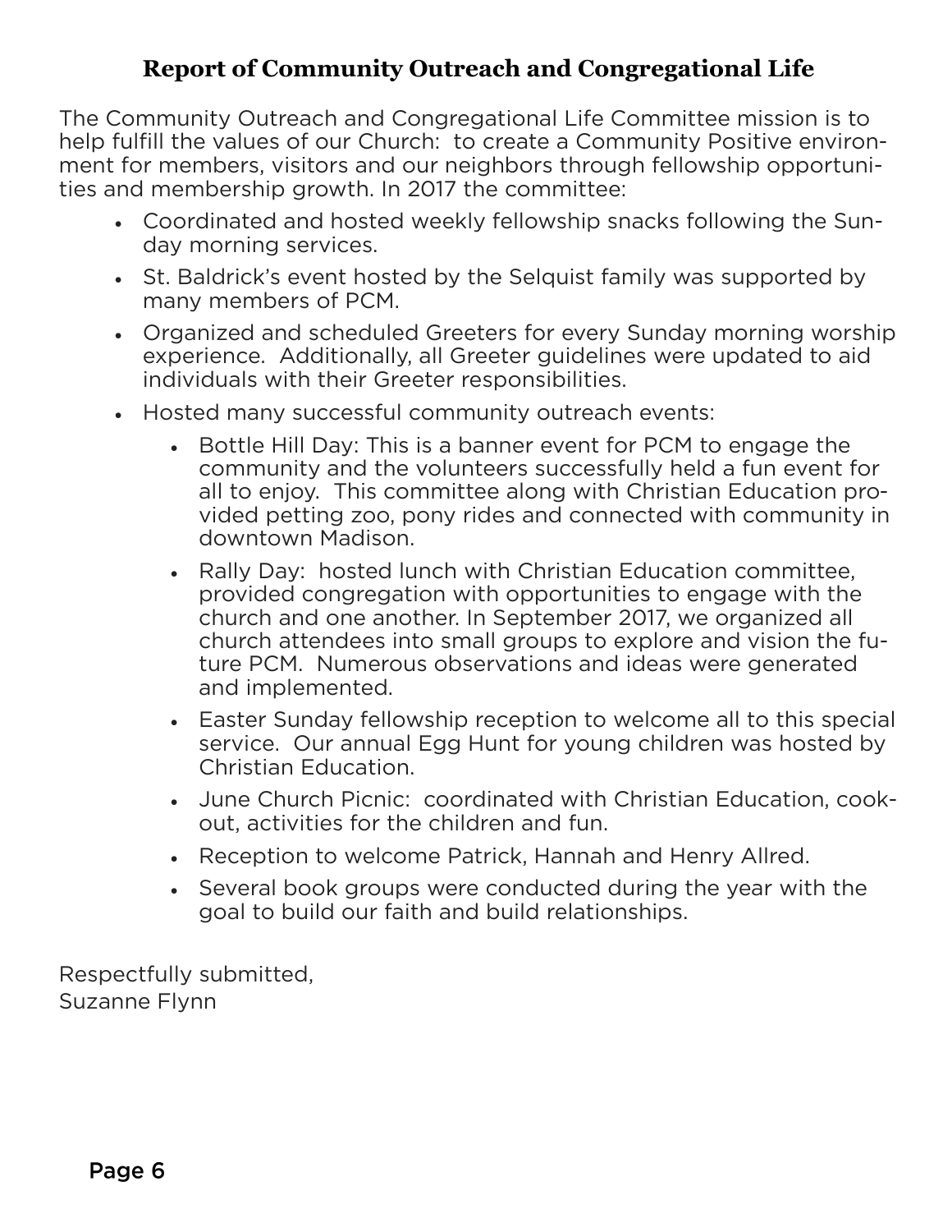## Report of Community Outreach and Congregational Life

The Community Outreach and Congregational Life Committee mission is to help fulfill the values of our Church: to create a Community Positive environment for members, visitors and our neighbors through fellowship opportunities and membership growth. In 2017 the committee:

- Coordinated and hosted weekly fellowship snacks following the Sunday morning services.
- St. Baldrick's event hosted by the Selquist family was supported by many members of PCM.
- Organized and scheduled Greeters for every Sunday morning worship experience. Additionally, all Greeter guidelines were updated to aid individuals with their Greeter responsibilities.
- Hosted many successful community outreach events:
  - Bottle Hill Day: This is a banner event for PCM to engage the community and the volunteers successfully held a fun event for all to enjoy. This committee along with Christian Education provided petting zoo, pony rides and connected with community in downtown Madison.
  - Rally Day: hosted lunch with Christian Education committee, provided congregation with opportunities to engage with the church and one another. In September 2017, we organized all church attendees into small groups to explore and vision the future PCM. Numerous observations and ideas were generated and implemented.
  - Easter Sunday fellowship reception to welcome all to this special service. Our annual Egg Hunt for young children was hosted by Christian Education.
  - June Church Picnic: coordinated with Christian Education, cookout, activities for the children and fun.
  - Reception to welcome Patrick, Hannah and Henry Allred.
  - Several book groups were conducted during the year with the goal to build our faith and build relationships.

Respectfully submitted,
Suzanne Flynn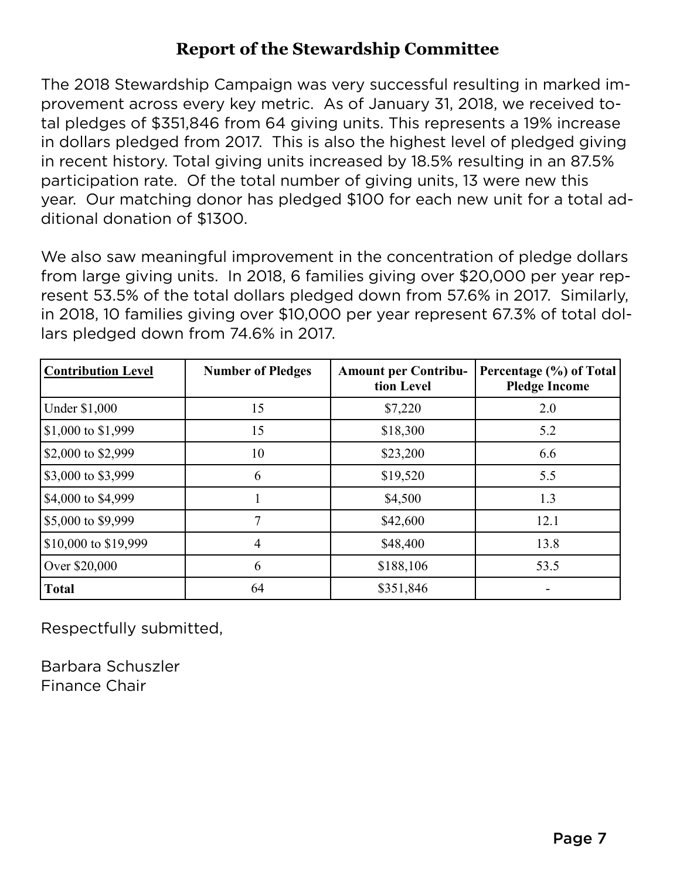## Report of the Stewardship Committee

The 2018 Stewardship Campaign was very successful resulting in marked improvement across every key metric. As of January 31, 2018, we received total pledges of $351,846 from 64 giving units. This represents a 19% increase in dollars pledged from 2017. This is also the highest level of pledged giving in recent history. Total giving units increased by 18.5% resulting in an 87.5% participation rate. Of the total number of giving units, 13 were new this year. Our matching donor has pledged $100 for each new unit for a total additional donation of $1300.

We also saw meaningful improvement in the concentration of pledge dollars from large giving units. In 2018, 6 families giving over $20,000 per year represent 53.5% of the total dollars pledged down from 57.6% in 2017. Similarly, in 2018, 10 families giving over $10,000 per year represent 67.3% of total dollars pledged down from 74.6% in 2017.

| Contribution Level | Number of Pledges | Amount per Contribution Level | Percentage (%) of Total Pledge Income |
|---|---|---|---|
| Under $1,000 | 15 | $7,220 | 2.0 |
| $1,000 to $1,999 | 15 | $18,300 | 5.2 |
| $2,000 to $2,999 | 10 | $23,200 | 6.6 |
| $3,000 to $3,999 | 6 | $19,520 | 5.5 |
| $4,000 to $4,999 | 1 | $4,500 | 1.3 |
| $5,000 to $9,999 | 7 | $42,600 | 12.1 |
| $10,000 to $19,999 | 4 | $48,400 | 13.8 |
| Over $20,000 | 6 | $188,106 | 53.5 |
| **Total** | 64 | $351,846 | - |

Respectfully submitted,

Barbara Schuszler
Finance Chair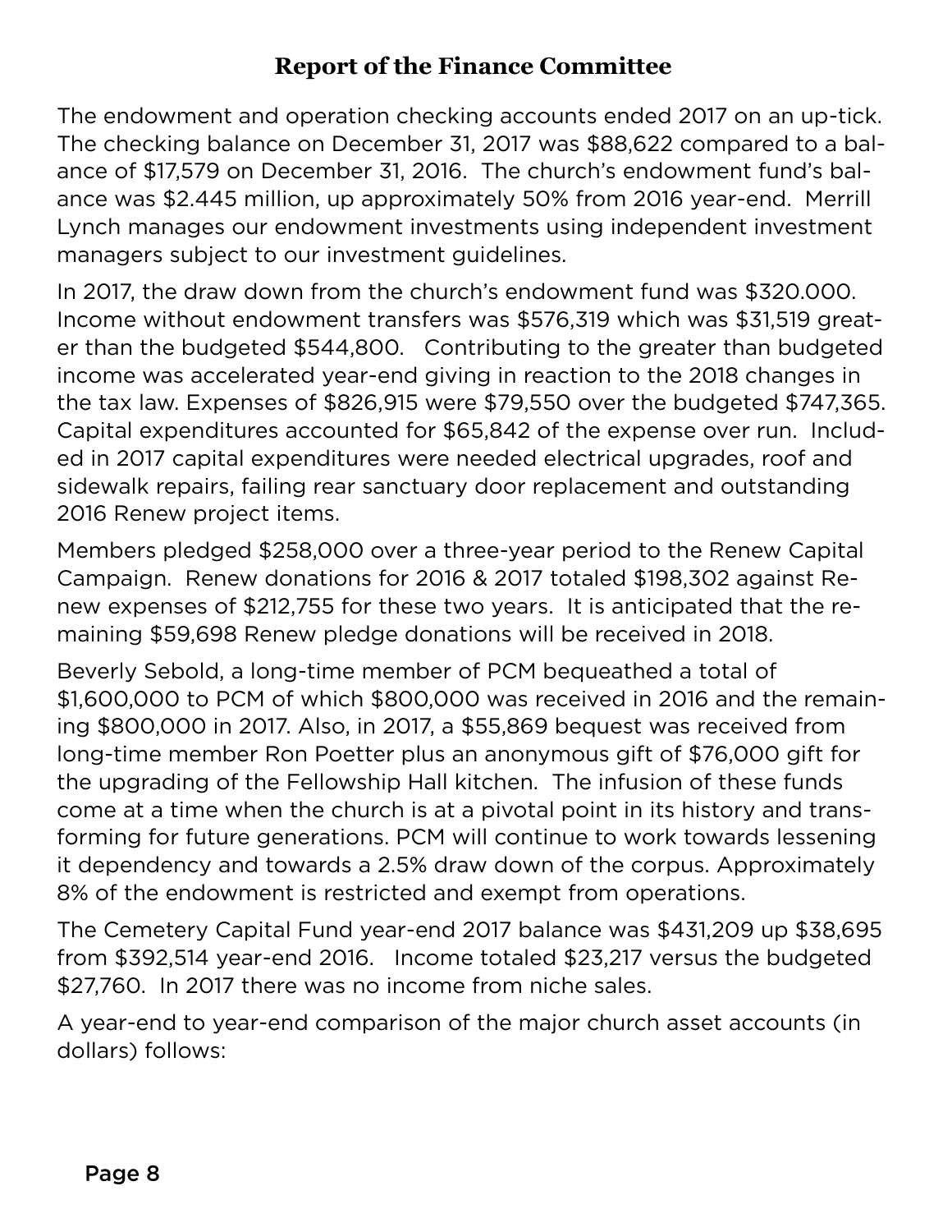## Report of the Finance Committee

The endowment and operation checking accounts ended 2017 on an up-tick. The checking balance on December 31, 2017 was $88,622 compared to a balance of $17,579 on December 31, 2016. The church's endowment fund's balance was $2.445 million, up approximately 50% from 2016 year-end. Merrill Lynch manages our endowment investments using independent investment managers subject to our investment guidelines.

In 2017, the draw down from the church's endowment fund was $320.000. Income without endowment transfers was $576,319 which was $31,519 greater than the budgeted $544,800. Contributing to the greater than budgeted income was accelerated year-end giving in reaction to the 2018 changes in the tax law. Expenses of $826,915 were $79,550 over the budgeted $747,365. Capital expenditures accounted for $65,842 of the expense over run. Included in 2017 capital expenditures were needed electrical upgrades, roof and sidewalk repairs, failing rear sanctuary door replacement and outstanding 2016 Renew project items.

Members pledged $258,000 over a three-year period to the Renew Capital Campaign. Renew donations for 2016 & 2017 totaled $198,302 against Renew expenses of $212,755 for these two years. It is anticipated that the remaining $59,698 Renew pledge donations will be received in 2018.

Beverly Sebold, a long-time member of PCM bequeathed a total of $1,600,000 to PCM of which $800,000 was received in 2016 and the remaining $800,000 in 2017. Also, in 2017, a $55,869 bequest was received from long-time member Ron Poetter plus an anonymous gift of $76,000 gift for the upgrading of the Fellowship Hall kitchen. The infusion of these funds come at a time when the church is at a pivotal point in its history and transforming for future generations. PCM will continue to work towards lessening it dependency and towards a 2.5% draw down of the corpus. Approximately 8% of the endowment is restricted and exempt from operations.

The Cemetery Capital Fund year-end 2017 balance was $431,209 up $38,695 from $392,514 year-end 2016. Income totaled $23,217 versus the budgeted $27,760. In 2017 there was no income from niche sales.

A year-end to year-end comparison of the major church asset accounts (in dollars) follows: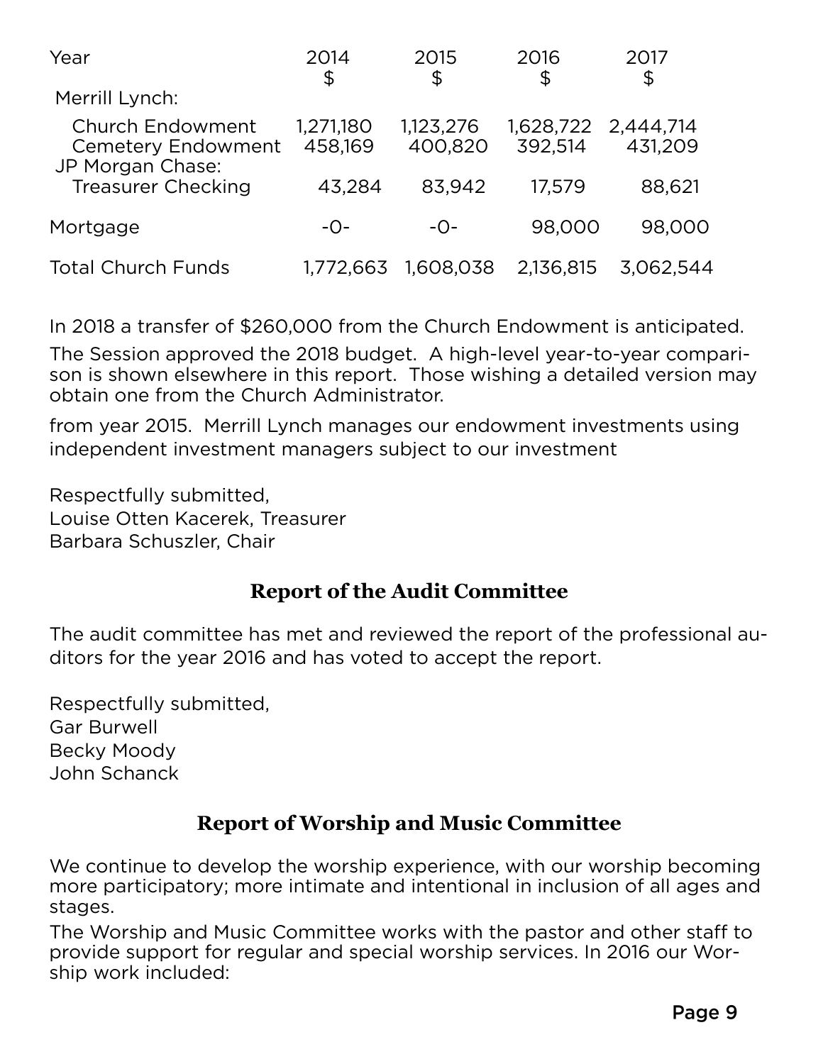| Year | 2014 $ | 2015 $ | 2016 $ | 2017 $ |
|---|---|---|---|---|
| Merrill Lynch: | | | | |
| Church Endowment | 1,271,180 | 1,123,276 | 1,628,722 | 2,444,714 |
| Cemetery Endowment | 458,169 | 400,820 | 392,514 | 431,209 |
| JP Morgan Chase: | | | | |
| Treasurer Checking | 43,284 | 83,942 | 17,579 | 88,621 |
| Mortgage | -0- | -0- | 98,000 | 98,000 |
| Total Church Funds | 1,772,663 | 1,608,038 | 2,136,815 | 3,062,544 |

In 2018 a transfer of $260,000 from the Church Endowment is anticipated.

The Session approved the 2018 budget. A high-level year-to-year comparison is shown elsewhere in this report. Those wishing a detailed version may obtain one from the Church Administrator.

from year 2015. Merrill Lynch manages our endowment investments using independent investment managers subject to our investment

Respectfully submitted,
Louise Otten Kacerek, Treasurer
Barbara Schuszler, Chair

## Report of the Audit Committee

The audit committee has met and reviewed the report of the professional auditors for the year 2016 and has voted to accept the report.

Respectfully submitted,
Gar Burwell
Becky Moody
John Schanck

## Report of Worship and Music Committee

We continue to develop the worship experience, with our worship becoming more participatory; more intimate and intentional in inclusion of all ages and stages.

The Worship and Music Committee works with the pastor and other staff to provide support for regular and special worship services. In 2016 our Worship work included: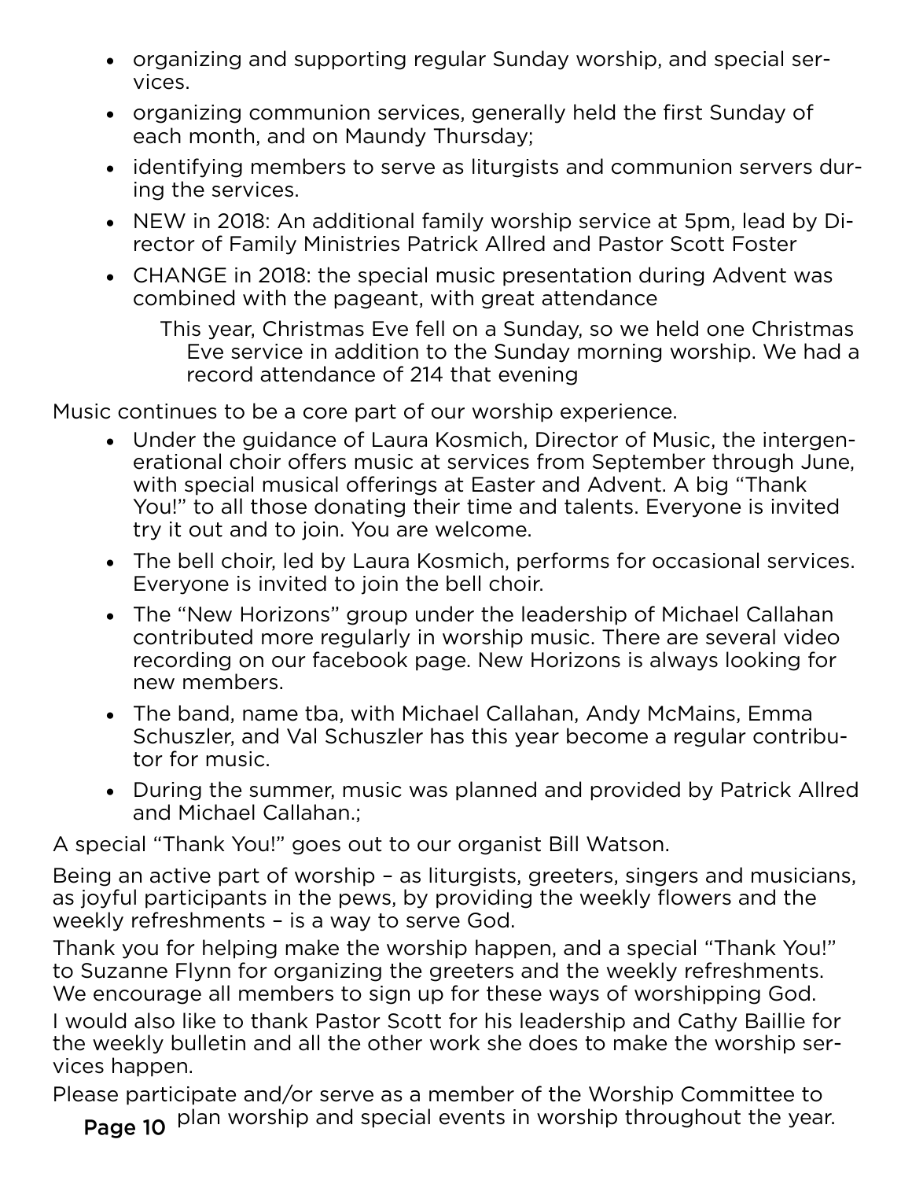- organizing and supporting regular Sunday worship, and special services.
- organizing communion services, generally held the first Sunday of each month, and on Maundy Thursday;
- identifying members to serve as liturgists and communion servers during the services.
- NEW in 2018: An additional family worship service at 5pm, lead by Director of Family Ministries Patrick Allred and Pastor Scott Foster
- CHANGE in 2018: the special music presentation during Advent was combined with the pageant, with great attendance

  This year, Christmas Eve fell on a Sunday, so we held one Christmas Eve service in addition to the Sunday morning worship. We had a record attendance of 214 that evening

Music continues to be a core part of our worship experience.

- Under the guidance of Laura Kosmich, Director of Music, the intergenerational choir offers music at services from September through June, with special musical offerings at Easter and Advent. A big "Thank You!" to all those donating their time and talents. Everyone is invited try it out and to join. You are welcome.
- The bell choir, led by Laura Kosmich, performs for occasional services. Everyone is invited to join the bell choir.
- The "New Horizons" group under the leadership of Michael Callahan contributed more regularly in worship music. There are several video recording on our facebook page. New Horizons is always looking for new members.
- The band, name tba, with Michael Callahan, Andy McMains, Emma Schuszler, and Val Schuszler has this year become a regular contributor for music.
- During the summer, music was planned and provided by Patrick Allred and Michael Callahan.;

A special "Thank You!" goes out to our organist Bill Watson.

Being an active part of worship – as liturgists, greeters, singers and musicians, as joyful participants in the pews, by providing the weekly flowers and the weekly refreshments – is a way to serve God.

Thank you for helping make the worship happen, and a special "Thank You!" to Suzanne Flynn for organizing the greeters and the weekly refreshments. We encourage all members to sign up for these ways of worshipping God.

I would also like to thank Pastor Scott for his leadership and Cathy Baillie for the weekly bulletin and all the other work she does to make the worship services happen.

Please participate and/or serve as a member of the Worship Committee to plan worship and special events in worship throughout the year.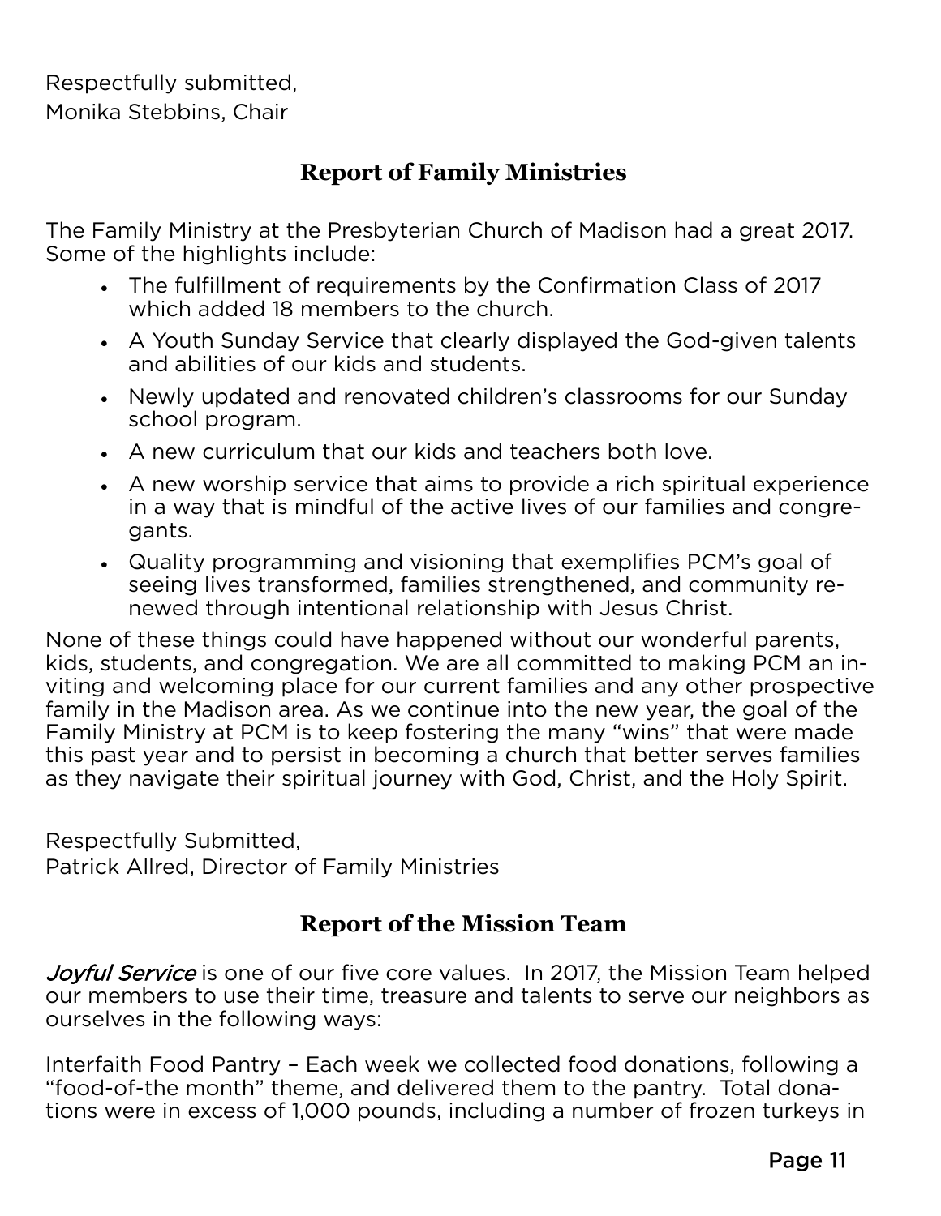Respectfully submitted,
Monika Stebbins, Chair

## Report of Family Ministries

The Family Ministry at the Presbyterian Church of Madison had a great 2017. Some of the highlights include:

- The fulfillment of requirements by the Confirmation Class of 2017 which added 18 members to the church.
- A Youth Sunday Service that clearly displayed the God-given talents and abilities of our kids and students.
- Newly updated and renovated children's classrooms for our Sunday school program.
- A new curriculum that our kids and teachers both love.
- A new worship service that aims to provide a rich spiritual experience in a way that is mindful of the active lives of our families and congregants.
- Quality programming and visioning that exemplifies PCM's goal of seeing lives transformed, families strengthened, and community renewed through intentional relationship with Jesus Christ.

None of these things could have happened without our wonderful parents, kids, students, and congregation. We are all committed to making PCM an inviting and welcoming place for our current families and any other prospective family in the Madison area. As we continue into the new year, the goal of the Family Ministry at PCM is to keep fostering the many "wins" that were made this past year and to persist in becoming a church that better serves families as they navigate their spiritual journey with God, Christ, and the Holy Spirit.

Respectfully Submitted,
Patrick Allred, Director of Family Ministries

## Report of the Mission Team

*Joyful Service* is one of our five core values. In 2017, the Mission Team helped our members to use their time, treasure and talents to serve our neighbors as ourselves in the following ways:

Interfaith Food Pantry – Each week we collected food donations, following a "food-of-the month" theme, and delivered them to the pantry. Total donations were in excess of 1,000 pounds, including a number of frozen turkeys in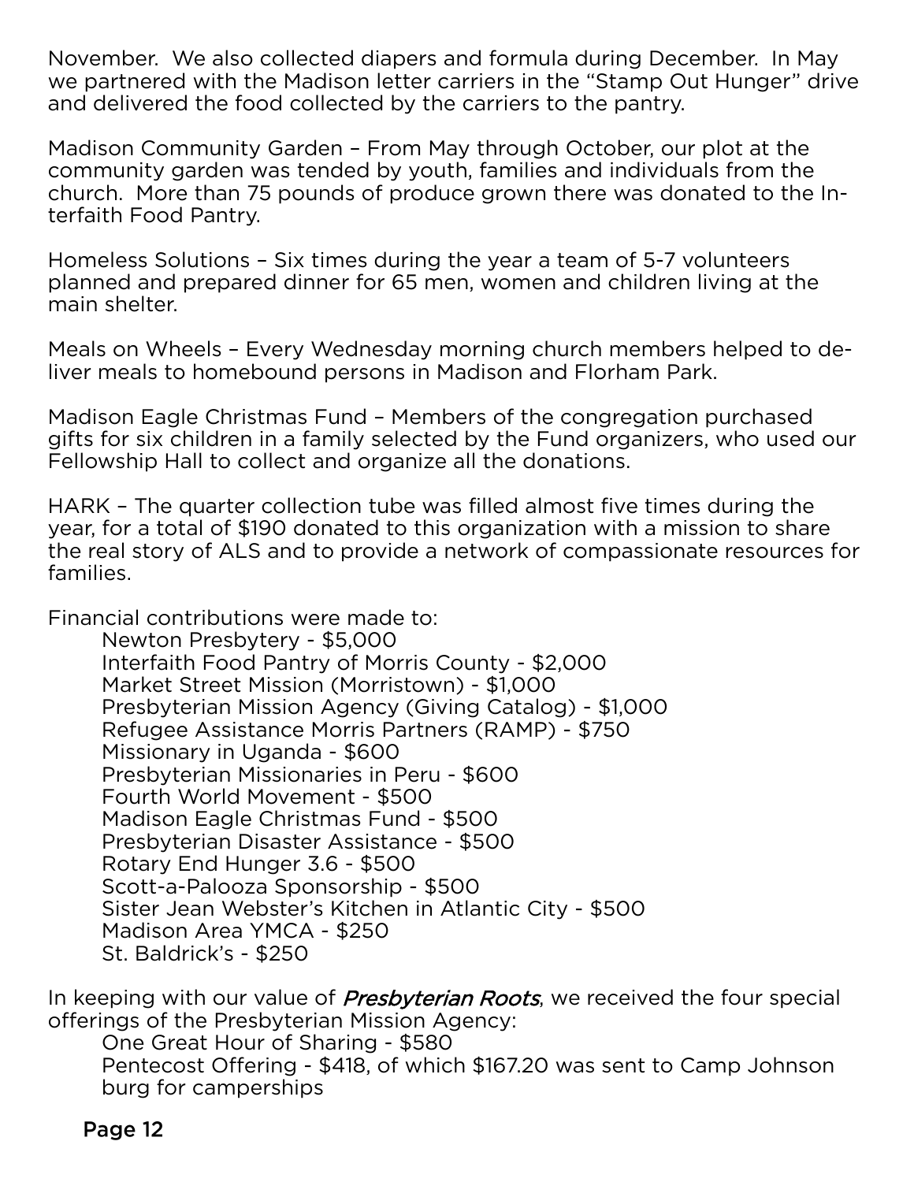November. We also collected diapers and formula during December. In May we partnered with the Madison letter carriers in the “Stamp Out Hunger” drive and delivered the food collected by the carriers to the pantry.

Madison Community Garden – From May through October, our plot at the community garden was tended by youth, families and individuals from the church. More than 75 pounds of produce grown there was donated to the Interfaith Food Pantry.

Homeless Solutions – Six times during the year a team of 5-7 volunteers planned and prepared dinner for 65 men, women and children living at the main shelter.

Meals on Wheels – Every Wednesday morning church members helped to deliver meals to homebound persons in Madison and Florham Park.

Madison Eagle Christmas Fund – Members of the congregation purchased gifts for six children in a family selected by the Fund organizers, who used our Fellowship Hall to collect and organize all the donations.

HARK – The quarter collection tube was filled almost five times during the year, for a total of $190 donated to this organization with a mission to share the real story of ALS and to provide a network of compassionate resources for families.

Financial contributions were made to:

- Newton Presbytery - $5,000
- Interfaith Food Pantry of Morris County - $2,000
- Market Street Mission (Morristown) - $1,000
- Presbyterian Mission Agency (Giving Catalog) - $1,000
- Refugee Assistance Morris Partners (RAMP) - $750
- Missionary in Uganda - $600
- Presbyterian Missionaries in Peru - $600
- Fourth World Movement - $500
- Madison Eagle Christmas Fund - $500
- Presbyterian Disaster Assistance - $500
- Rotary End Hunger 3.6 - $500
- Scott-a-Palooza Sponsorship - $500
- Sister Jean Webster’s Kitchen in Atlantic City - $500
- Madison Area YMCA - $250
- St. Baldrick’s - $250

In keeping with our value of *Presbyterian Roots*, we received the four special offerings of the Presbyterian Mission Agency:

- One Great Hour of Sharing - $580
- Pentecost Offering - $418, of which $167.20 was sent to Camp Johnsonburg for camperships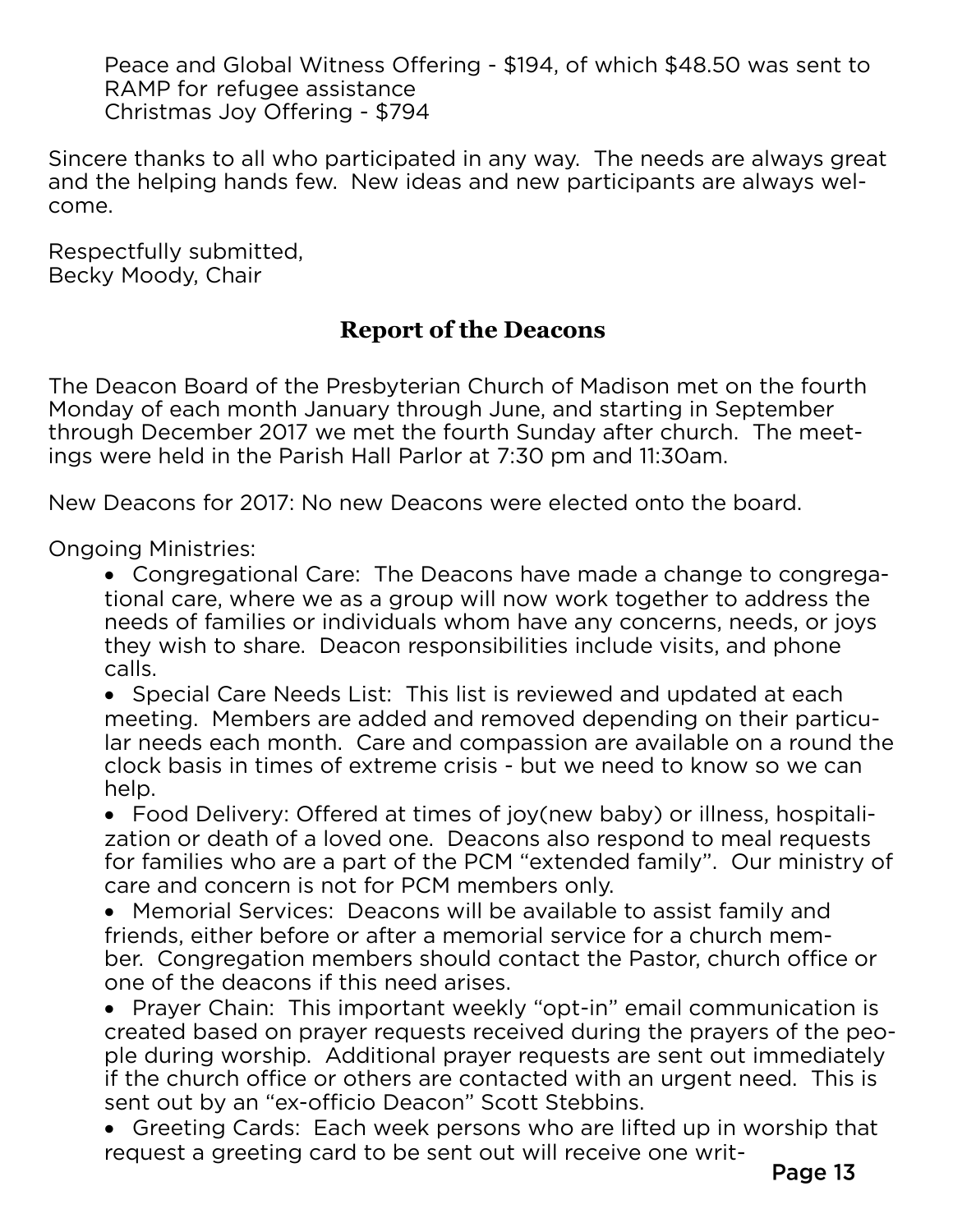Peace and Global Witness Offering - $194, of which $48.50 was sent to RAMP for refugee assistance
Christmas Joy Offering - $794

Sincere thanks to all who participated in any way. The needs are always great and the helping hands few. New ideas and new participants are always welcome.

Respectfully submitted,
Becky Moody, Chair

## Report of the Deacons

The Deacon Board of the Presbyterian Church of Madison met on the fourth Monday of each month January through June, and starting in September through December 2017 we met the fourth Sunday after church. The meetings were held in the Parish Hall Parlor at 7:30 pm and 11:30am.

New Deacons for 2017: No new Deacons were elected onto the board.

Ongoing Ministries:

- Congregational Care: The Deacons have made a change to congregational care, where we as a group will now work together to address the needs of families or individuals whom have any concerns, needs, or joys they wish to share. Deacon responsibilities include visits, and phone calls.
- Special Care Needs List: This list is reviewed and updated at each meeting. Members are added and removed depending on their particular needs each month. Care and compassion are available on a round the clock basis in times of extreme crisis - but we need to know so we can help.
- Food Delivery: Offered at times of joy(new baby) or illness, hospitalization or death of a loved one. Deacons also respond to meal requests for families who are a part of the PCM "extended family". Our ministry of care and concern is not for PCM members only.
- Memorial Services: Deacons will be available to assist family and friends, either before or after a memorial service for a church member. Congregation members should contact the Pastor, church office or one of the deacons if this need arises.
- Prayer Chain: This important weekly "opt-in" email communication is created based on prayer requests received during the prayers of the people during worship. Additional prayer requests are sent out immediately if the church office or others are contacted with an urgent need. This is sent out by an "ex-officio Deacon" Scott Stebbins.
- Greeting Cards: Each week persons who are lifted up in worship that request a greeting card to be sent out will receive one writ-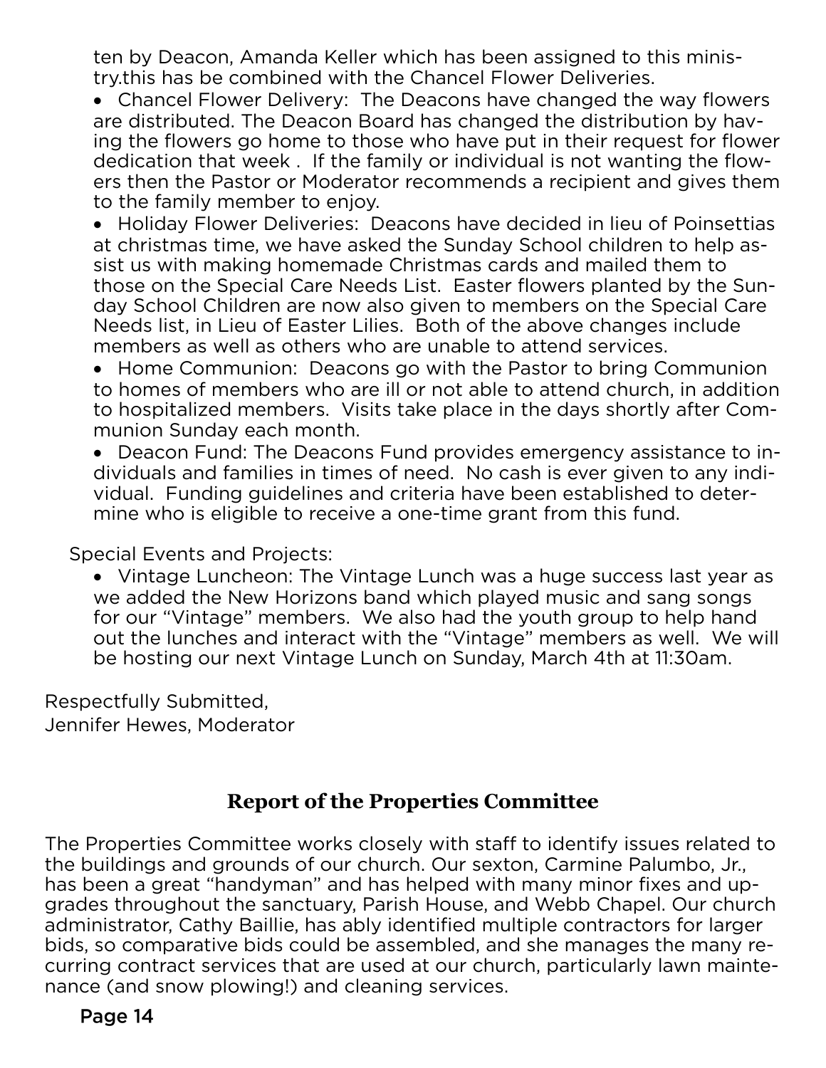ten by Deacon, Amanda Keller which has been assigned to this ministry.this has be combined with the Chancel Flower Deliveries.

- Chancel Flower Delivery: The Deacons have changed the way flowers are distributed. The Deacon Board has changed the distribution by having the flowers go home to those who have put in their request for flower dedication that week . If the family or individual is not wanting the flowers then the Pastor or Moderator recommends a recipient and gives them to the family member to enjoy.
- Holiday Flower Deliveries: Deacons have decided in lieu of Poinsettias at christmas time, we have asked the Sunday School children to help assist us with making homemade Christmas cards and mailed them to those on the Special Care Needs List. Easter flowers planted by the Sunday School Children are now also given to members on the Special Care Needs list, in Lieu of Easter Lilies. Both of the above changes include members as well as others who are unable to attend services.
- Home Communion: Deacons go with the Pastor to bring Communion to homes of members who are ill or not able to attend church, in addition to hospitalized members. Visits take place in the days shortly after Communion Sunday each month.
- Deacon Fund: The Deacons Fund provides emergency assistance to individuals and families in times of need. No cash is ever given to any individual. Funding guidelines and criteria have been established to determine who is eligible to receive a one-time grant from this fund.

Special Events and Projects:

- Vintage Luncheon: The Vintage Lunch was a huge success last year as we added the New Horizons band which played music and sang songs for our "Vintage" members. We also had the youth group to help hand out the lunches and interact with the "Vintage" members as well. We will be hosting our next Vintage Lunch on Sunday, March 4th at 11:30am.

Respectfully Submitted,
Jennifer Hewes, Moderator

## Report of the Properties Committee

The Properties Committee works closely with staff to identify issues related to the buildings and grounds of our church. Our sexton, Carmine Palumbo, Jr., has been a great "handyman" and has helped with many minor fixes and upgrades throughout the sanctuary, Parish House, and Webb Chapel. Our church administrator, Cathy Baillie, has ably identified multiple contractors for larger bids, so comparative bids could be assembled, and she manages the many recurring contract services that are used at our church, particularly lawn maintenance (and snow plowing!) and cleaning services.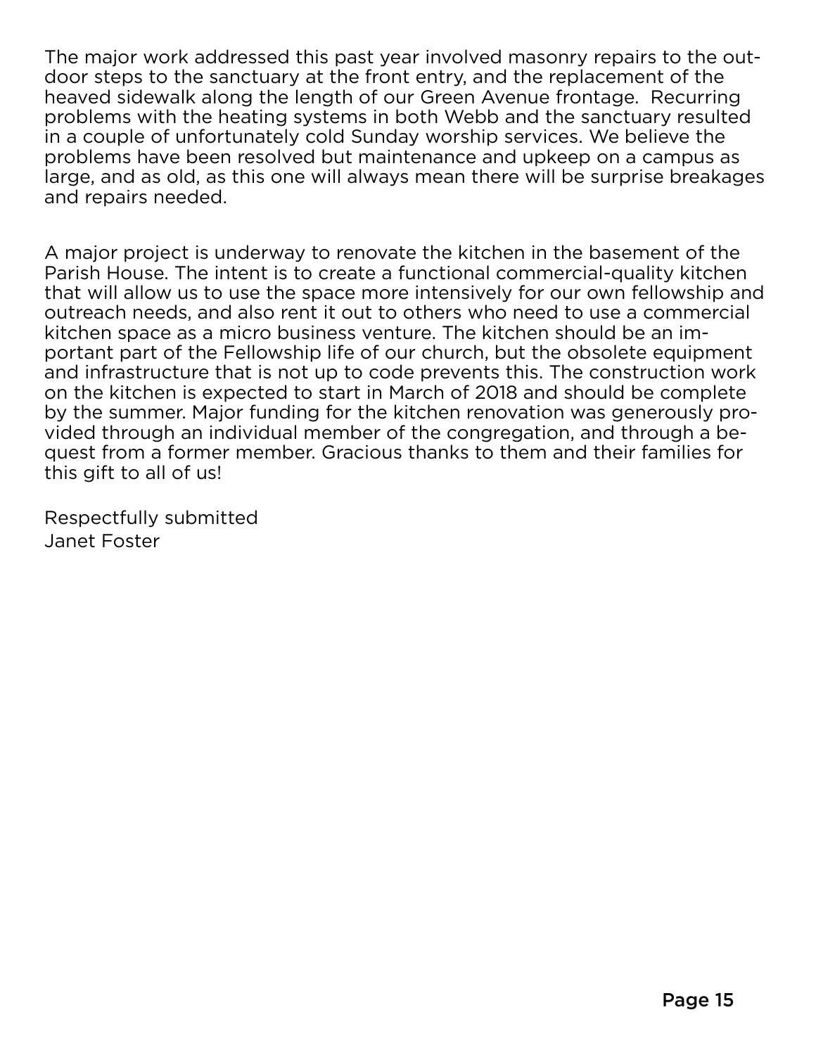The major work addressed this past year involved masonry repairs to the outdoor steps to the sanctuary at the front entry, and the replacement of the heaved sidewalk along the length of our Green Avenue frontage. Recurring problems with the heating systems in both Webb and the sanctuary resulted in a couple of unfortunately cold Sunday worship services. We believe the problems have been resolved but maintenance and upkeep on a campus as large, and as old, as this one will always mean there will be surprise breakages and repairs needed.

A major project is underway to renovate the kitchen in the basement of the Parish House. The intent is to create a functional commercial-quality kitchen that will allow us to use the space more intensively for our own fellowship and outreach needs, and also rent it out to others who need to use a commercial kitchen space as a micro business venture. The kitchen should be an important part of the Fellowship life of our church, but the obsolete equipment and infrastructure that is not up to code prevents this. The construction work on the kitchen is expected to start in March of 2018 and should be complete by the summer. Major funding for the kitchen renovation was generously provided through an individual member of the congregation, and through a bequest from a former member. Gracious thanks to them and their families for this gift to all of us!

Respectfully submitted  
Janet Foster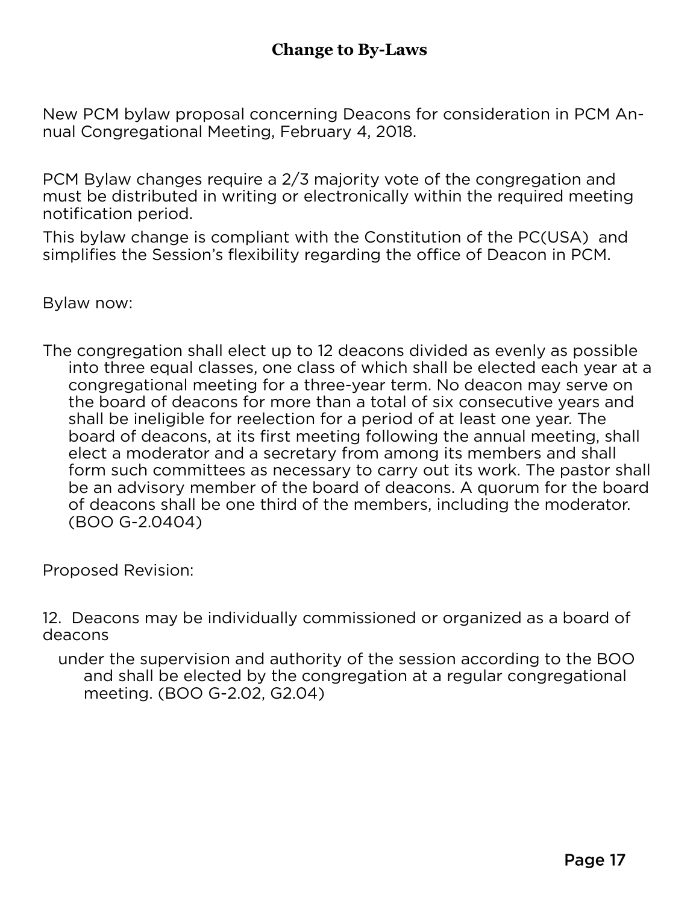## Change to By-Laws

New PCM bylaw proposal concerning Deacons for consideration in PCM Annual Congregational Meeting, February 4, 2018.

PCM Bylaw changes require a 2/3 majority vote of the congregation and must be distributed in writing or electronically within the required meeting notification period.

This bylaw change is compliant with the Constitution of the PC(USA) and simplifies the Session's flexibility regarding the office of Deacon in PCM.

Bylaw now:

The congregation shall elect up to 12 deacons divided as evenly as possible into three equal classes, one class of which shall be elected each year at a congregational meeting for a three-year term. No deacon may serve on the board of deacons for more than a total of six consecutive years and shall be ineligible for reelection for a period of at least one year. The board of deacons, at its first meeting following the annual meeting, shall elect a moderator and a secretary from among its members and shall form such committees as necessary to carry out its work. The pastor shall be an advisory member of the board of deacons. A quorum for the board of deacons shall be one third of the members, including the moderator. (BOO G-2.0404)

Proposed Revision:

12. Deacons may be individually commissioned or organized as a board of deacons

under the supervision and authority of the session according to the BOO and shall be elected by the congregation at a regular congregational meeting. (BOO G-2.02, G2.04)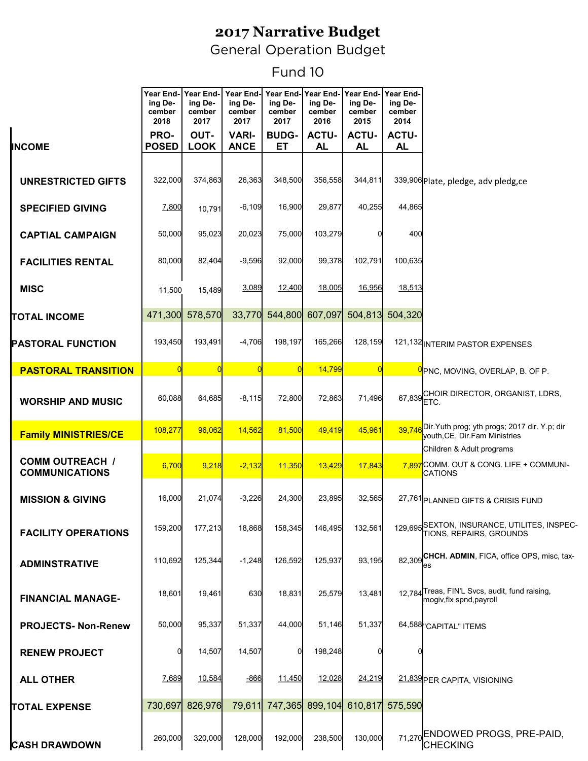# 2017 Narrative Budget

General Operation Budget

Fund 10

| INCOME | Year Ending December 2018 PROPOSED | Year Ending December 2017 OUTLOOK | Year Ending December 2017 VARIANCE | Year Ending December 2017 BUDGET | Year Ending December 2016 ACTUAL | Year Ending December 2015 ACTUAL | Year Ending December 2014 ACTUAL | |
|---|---|---|---|---|---|---|---|---|
| UNRESTRICTED GIFTS | 322,000 | 374,863 | 26,363 | 348,500 | 356,558 | 344,811 | 339,906 | Plate, pledge, adv pledg,ce |
| SPECIFIED GIVING | 7,800 | 10,791 | -6,109 | 16,900 | 29,877 | 40,255 | 44,865 | |
| CAPTIAL CAMPAIGN | 50,000 | 95,023 | 20,023 | 75,000 | 103,279 | 0 | 400 | |
| FACILITIES RENTAL | 80,000 | 82,404 | -9,596 | 92,000 | 99,378 | 102,791 | 100,635 | |
| MISC | 11,500 | 15,489 | 3,089 | 12,400 | 18,005 | 16,956 | 18,513 | |
| TOTAL INCOME | 471,300 | 578,570 | 33,770 | 544,800 | 607,097 | 504,813 | 504,320 | |
| PASTORAL FUNCTION | 193,450 | 193,491 | -4,706 | 198,197 | 165,266 | 128,159 | 121,132 | INTERIM PASTOR EXPENSES |
| PASTORAL TRANSITION | 0 | 0 | 0 | 0 | 14,799 | 0 | 0 | PNC, MOVING, OVERLAP, B. OF P. |
| WORSHIP AND MUSIC | 60,088 | 64,685 | -8,115 | 72,800 | 72,863 | 71,496 | 67,839 | CHOIR DIRECTOR, ORGANIST, LDRS, ETC. |
| Family MINISTRIES/CE | 108,277 | 96,062 | 14,562 | 81,500 | 49,419 | 45,961 | 39,746 | Dir.Yuth prog; yth progs; 2017 dir. Y.p; dir youth,CE, Dir.Fam Ministries Children & Adult programs |
| COMM OUTREACH / COMMUNICATIONS | 6,700 | 9,218 | -2,132 | 11,350 | 13,429 | 17,843 | 7,897 | COMM. OUT & CONG. LIFE + COMMUNICATIONS |
| MISSION & GIVING | 16,000 | 21,074 | -3,226 | 24,300 | 23,895 | 32,565 | 27,761 | PLANNED GIFTS & CRISIS FUND |
| FACILITY OPERATIONS | 159,200 | 177,213 | 18,868 | 158,345 | 146,495 | 132,561 | 129,695 | SEXTON, INSURANCE, UTILITES, INSPECTIONS, REPAIRS, GROUNDS |
| ADMINSTRATIVE | 110,692 | 125,344 | -1,248 | 126,592 | 125,937 | 93,195 | 82,309 | **CHCH. ADMIN**, FICA, office OPS, misc, taxes |
| FINANCIAL MANAGE- | 18,601 | 19,461 | 630 | 18,831 | 25,579 | 13,481 | 12,784 | Treas, FIN'L Svcs, audit, fund raising, mogiv,flx spnd,payroll |
| PROJECTS- Non-Renew | 50,000 | 95,337 | 51,337 | 44,000 | 51,146 | 51,337 | 64,588 | "CAPITAL" ITEMS |
| RENEW PROJECT | 0 | 14,507 | 14,507 | 0 | 198,248 | 0 | 0 | |
| ALL OTHER | 7,689 | 10,584 | -866 | 11,450 | 12,028 | 24,219 | 21,839 | PER CAPITA, VISIONING |
| TOTAL EXPENSE | 730,697 | 826,976 | 79,611 | 747,365 | 899,104 | 610,817 | 575,590 | |
| CASH DRAWDOWN | 260,000 | 320,000 | 128,000 | 192,000 | 238,500 | 130,000 | 71,270 | ENDOWED PROGS, PRE-PAID, CHECKING |